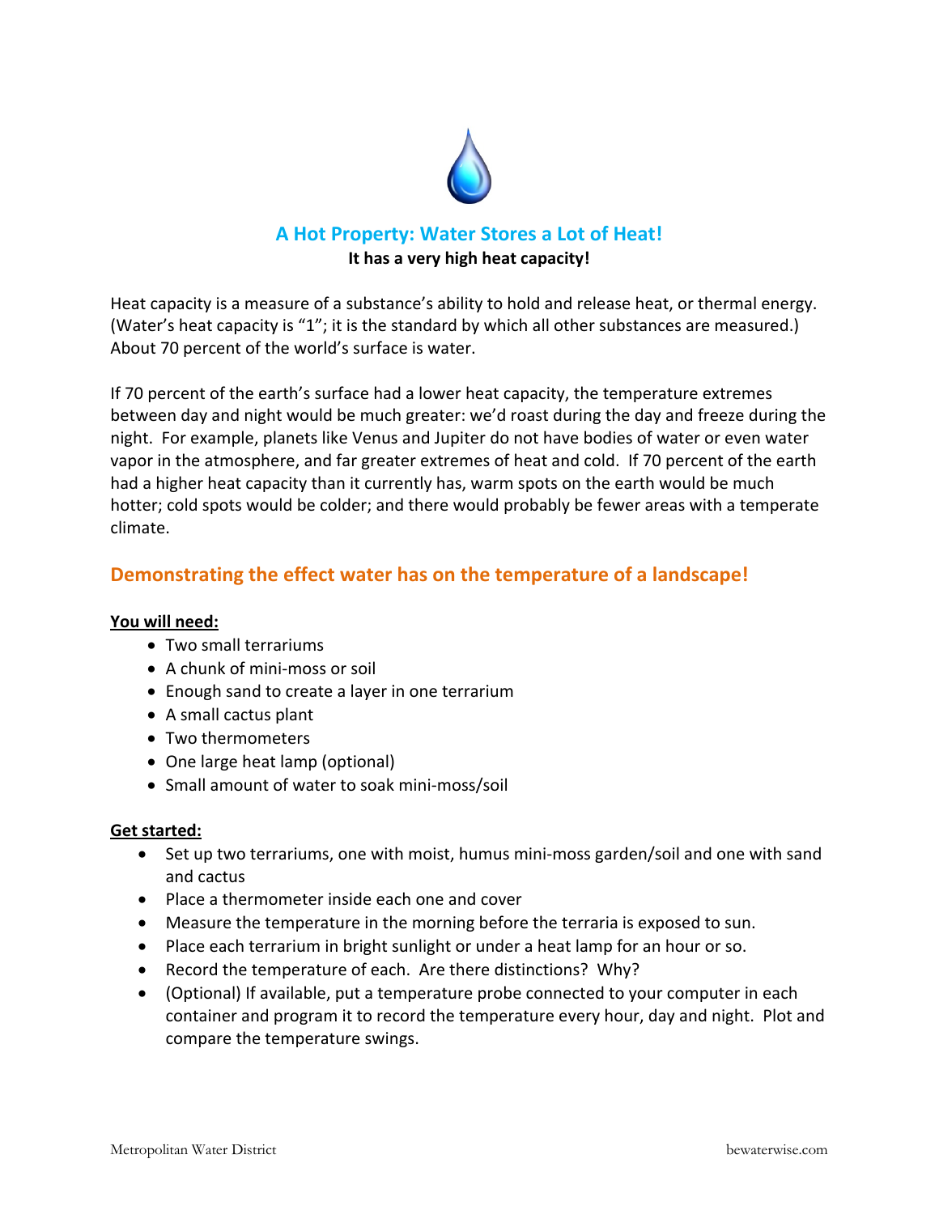# A Hot Property: Water Stores a Lot of Heat!

**It has a very high heat capacity!**

Heat capacity is a measure of a substance's ability to hold and release heat, or thermal energy. (Water's heat capacity is "1"; it is the standard by which all other substances are measured.) About 70 percent of the world's surface is water.

If 70 percent of the earth's surface had a lower heat capacity, the temperature extremes between day and night would be much greater: we'd roast during the day and freeze during the night. For example, planets like Venus and Jupiter do not have bodies of water or even water vapor in the atmosphere, and far greater extremes of heat and cold. If 70 percent of the earth had a higher heat capacity than it currently has, warm spots on the earth would be much hotter; cold spots would be colder; and there would probably be fewer areas with a temperate climate.

## Demonstrating the effect water has on the temperature of a landscape!

**You will need:**

- Two small terrariums
- A chunk of mini-moss or soil
- Enough sand to create a layer in one terrarium
- A small cactus plant
- Two thermometers
- One large heat lamp (optional)
- Small amount of water to soak mini-moss/soil

**Get started:**

- Set up two terrariums, one with moist, humus mini-moss garden/soil and one with sand and cactus
- Place a thermometer inside each one and cover
- Measure the temperature in the morning before the terraria is exposed to sun.
- Place each terrarium in bright sunlight or under a heat lamp for an hour or so.
- Record the temperature of each. Are there distinctions? Why?
- (Optional) If available, put a temperature probe connected to your computer in each container and program it to record the temperature every hour, day and night. Plot and compare the temperature swings.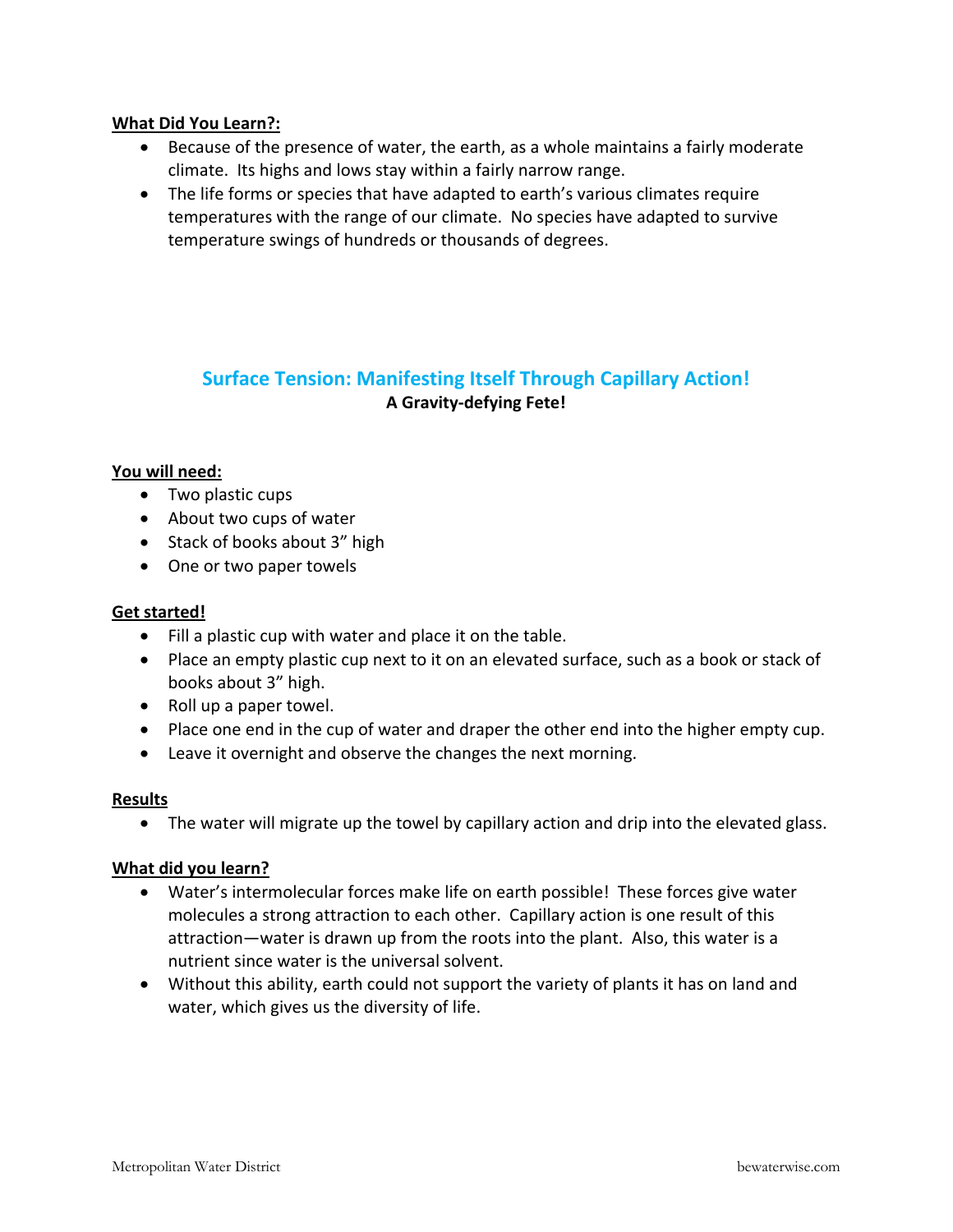**What Did You Learn?:**

- Because of the presence of water, the earth, as a whole maintains a fairly moderate climate. Its highs and lows stay within a fairly narrow range.
- The life forms or species that have adapted to earth's various climates require temperatures with the range of our climate. No species have adapted to survive temperature swings of hundreds or thousands of degrees.

## Surface Tension: Manifesting Itself Through Capillary Action!

**A Gravity-defying Fete!**

**You will need:**

- Two plastic cups
- About two cups of water
- Stack of books about 3" high
- One or two paper towels

**Get started!**

- Fill a plastic cup with water and place it on the table.
- Place an empty plastic cup next to it on an elevated surface, such as a book or stack of books about 3" high.
- Roll up a paper towel.
- Place one end in the cup of water and draper the other end into the higher empty cup.
- Leave it overnight and observe the changes the next morning.

**Results**

- The water will migrate up the towel by capillary action and drip into the elevated glass.

**What did you learn?**

- Water's intermolecular forces make life on earth possible! These forces give water molecules a strong attraction to each other. Capillary action is one result of this attraction—water is drawn up from the roots into the plant. Also, this water is a nutrient since water is the universal solvent.
- Without this ability, earth could not support the variety of plants it has on land and water, which gives us the diversity of life.